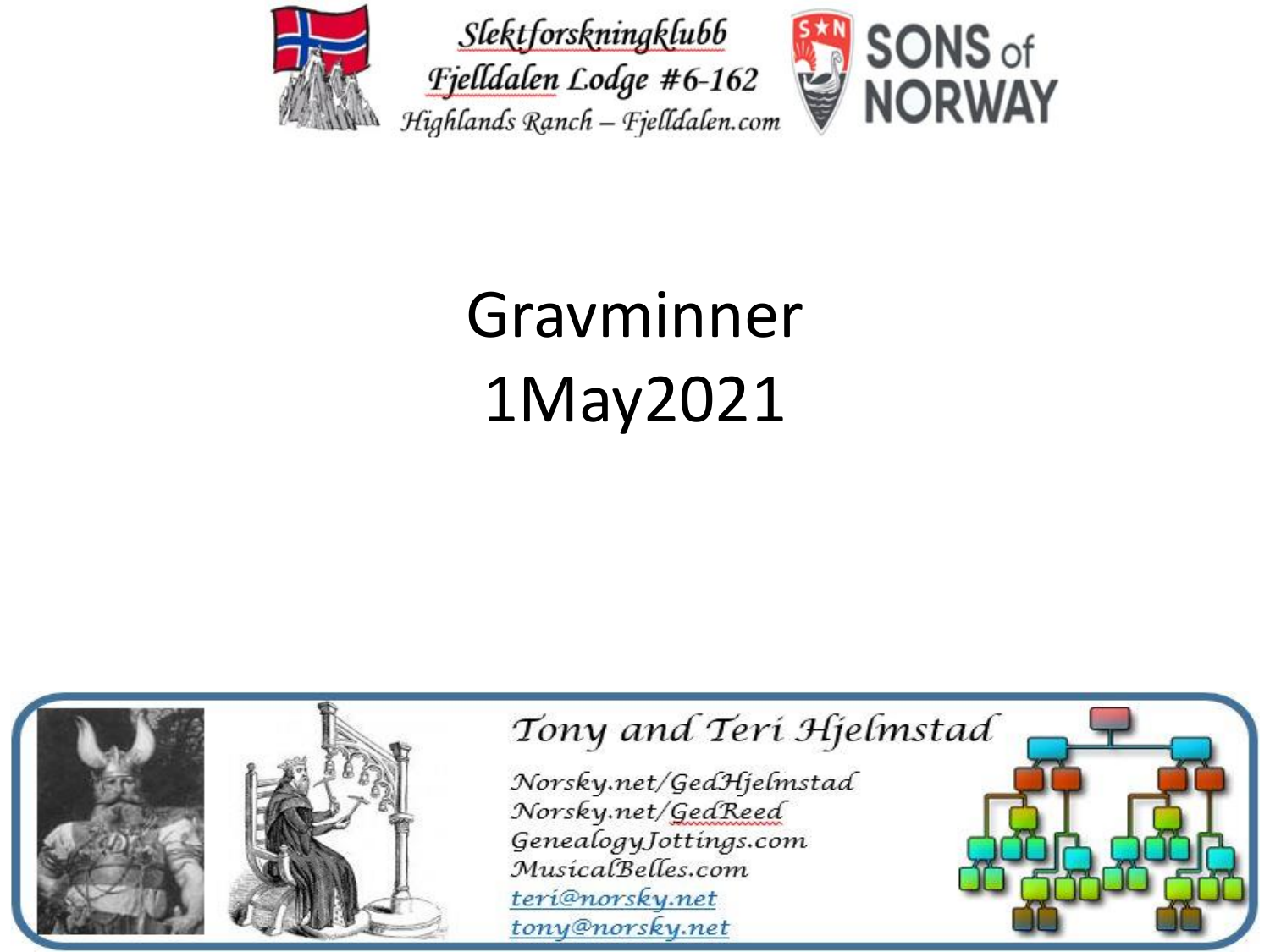Slektforskningklubb
Fjelldalen Lodge #6-162
Highlands Ranch – Fjelldalen.com

SONS of NORWAY

# Gravminner
# 1May2021

*Tony and Teri Hjelmstad*

*Norsky.net/GedHjelmstad*
*Norsky.net/GedReed*
*GenealogyJottings.com*
*MusicalBelles.com*
*teri@norsky.net*
*tony@norsky.net*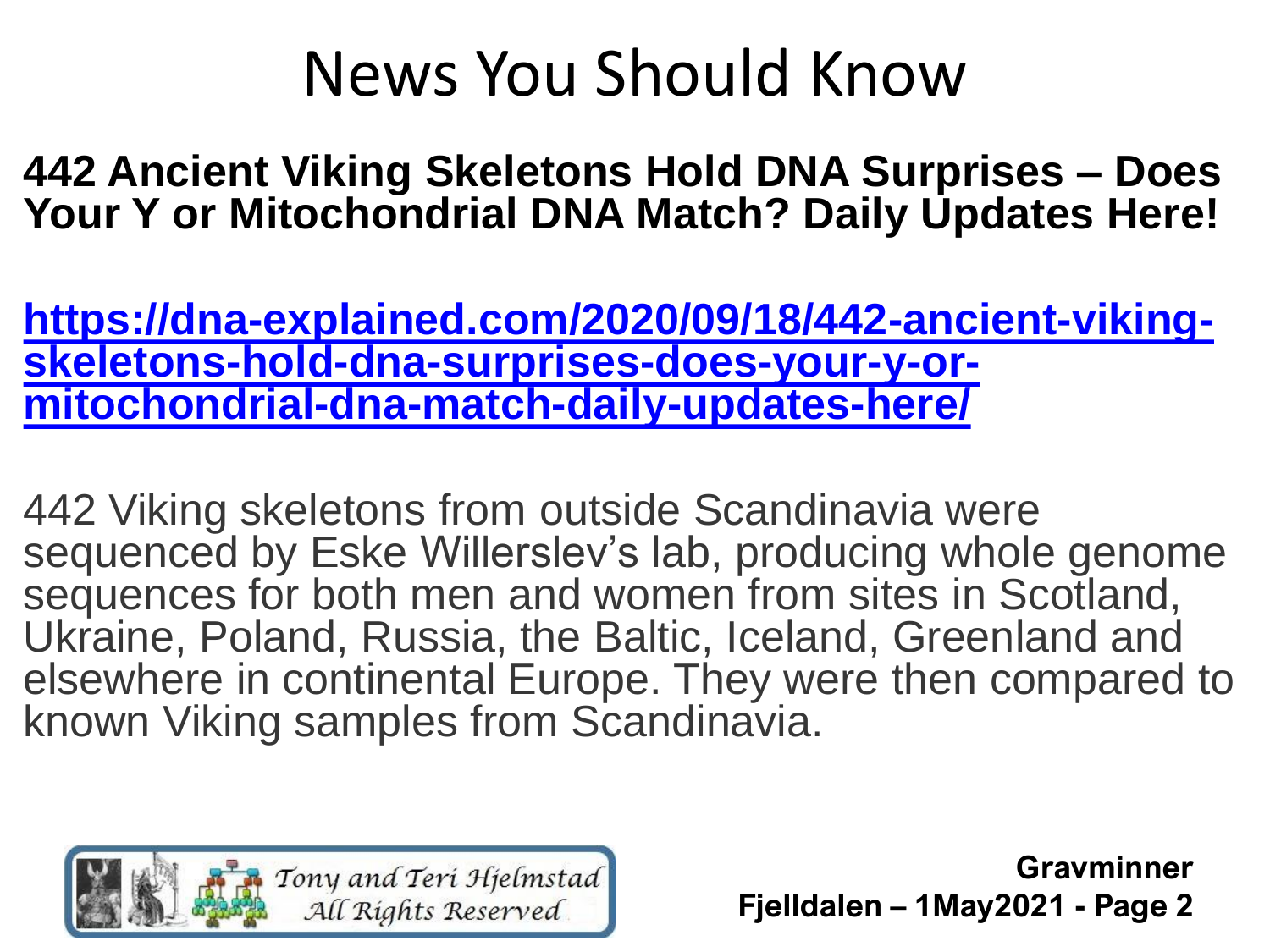# News You Should Know

**442 Ancient Viking Skeletons Hold DNA Surprises – Does Your Y or Mitochondrial DNA Match? Daily Updates Here!**

**https://dna-explained.com/2020/09/18/442-ancient-viking-skeletons-hold-dna-surprises-does-your-y-or-mitochondrial-dna-match-daily-updates-here/**

442 Viking skeletons from outside Scandinavia were sequenced by Eske Willerslev's lab, producing whole genome sequences for both men and women from sites in Scotland, Ukraine, Poland, Russia, the Baltic, Iceland, Greenland and elsewhere in continental Europe. They were then compared to known Viking samples from Scandinavia.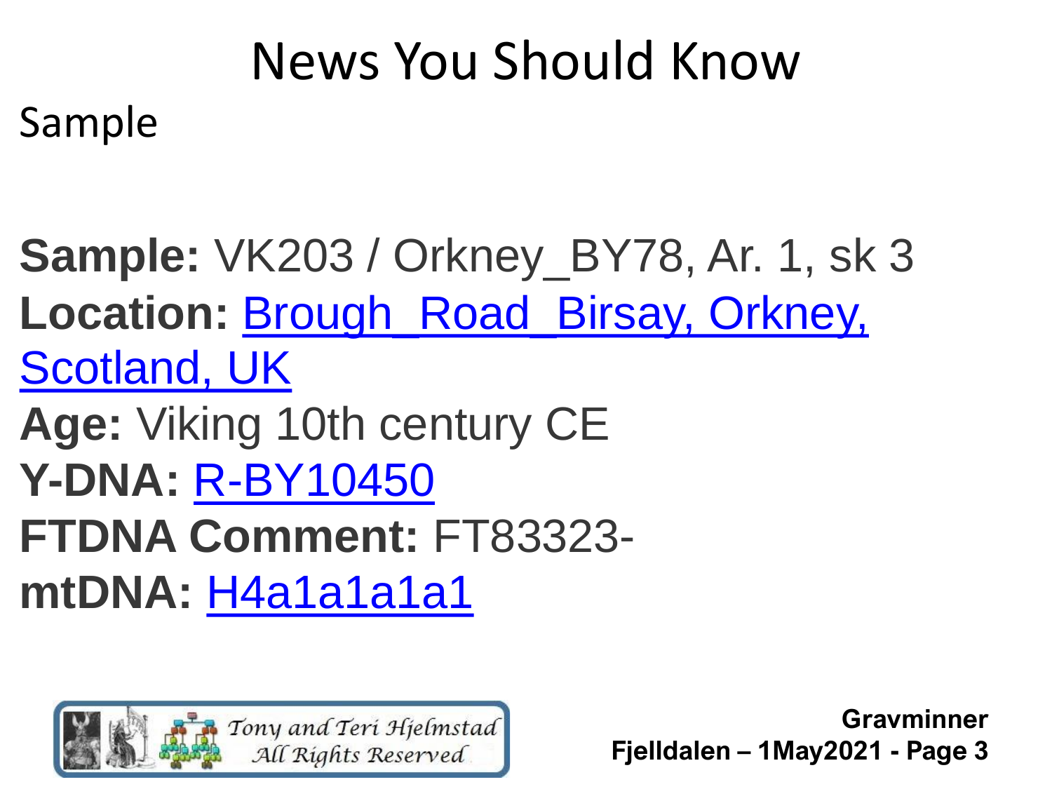# News You Should Know

Sample

**Sample:** VK203 / Orkney_BY78, Ar. 1, sk 3
**Location:** Brough_Road_Birsay, Orkney, Scotland, UK
**Age:** Viking 10th century CE
**Y-DNA:** R-BY10450
**FTDNA Comment:** FT83323-
**mtDNA:** H4a1a1a1a1

Tony and Teri Hjelmstad
All Rights Reserved

**Gravminner**
**Fjelldalen – 1May2021**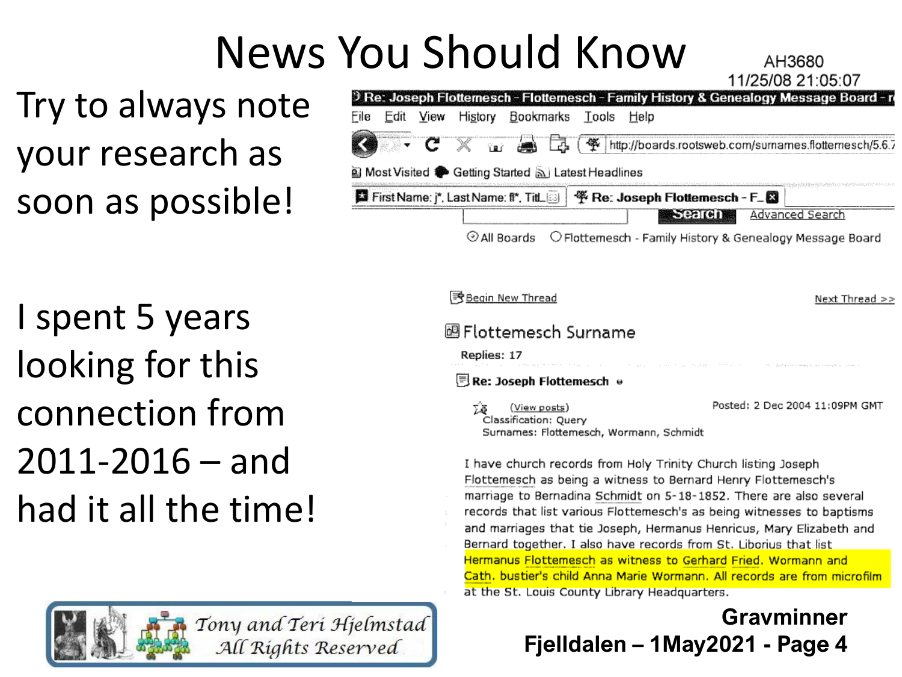# News You Should Know

Try to always note your research as soon as possible!

I spent 5 years looking for this connection from 2011-2016 – and had it all the time!

AH3680
11/25/08 21:05:07

Re: Joseph Flottemesch - Flottemesch - Family History & Genealogy Message Board

File Edit View History Bookmarks Tools Help

http://boards.rootsweb.com/surnames.flottemesch/5.6.

Most Visited Getting Started Latest Headlines

First Name: j*, Last Name: fl*, Tit... | Re: Joseph Flottemesch - F...

Search Advanced Search

All Boards Flottemesch - Family History & Genealogy Message Board

Begin New Thread Next Thread >>

Flottemesch Surname

Replies: 17

**Re: Joseph Flottemesch**

(View posts) Posted: 2 Dec 2004 11:09PM GMT
Classification: Query
Surnames: Flottemesch, Wormann, Schmidt

I have church records from Holy Trinity Church listing Joseph Flottemesch as being a witness to Bernard Henry Flottemesch's marriage to Bernadina Schmidt on 5-18-1852. There are also several records that list various Flottemesch's as being witnesses to baptisms and marriages that tie Joseph, Hermanus Henricus, Mary Elizabeth and Bernard together. I also have records from St. Liborius that list Hermanus Flottemesch as witness to Gerhard Fried. Wormann and Cath. bustier's child Anna Marie Wormann. All records are from microfilm at the St. Louis County Library Headquarters.

*Tony and Teri Hjelmstad*
*All Rights Reserved*

**Gravminner**
**Fjelldalen – 1May2021 - Page 4**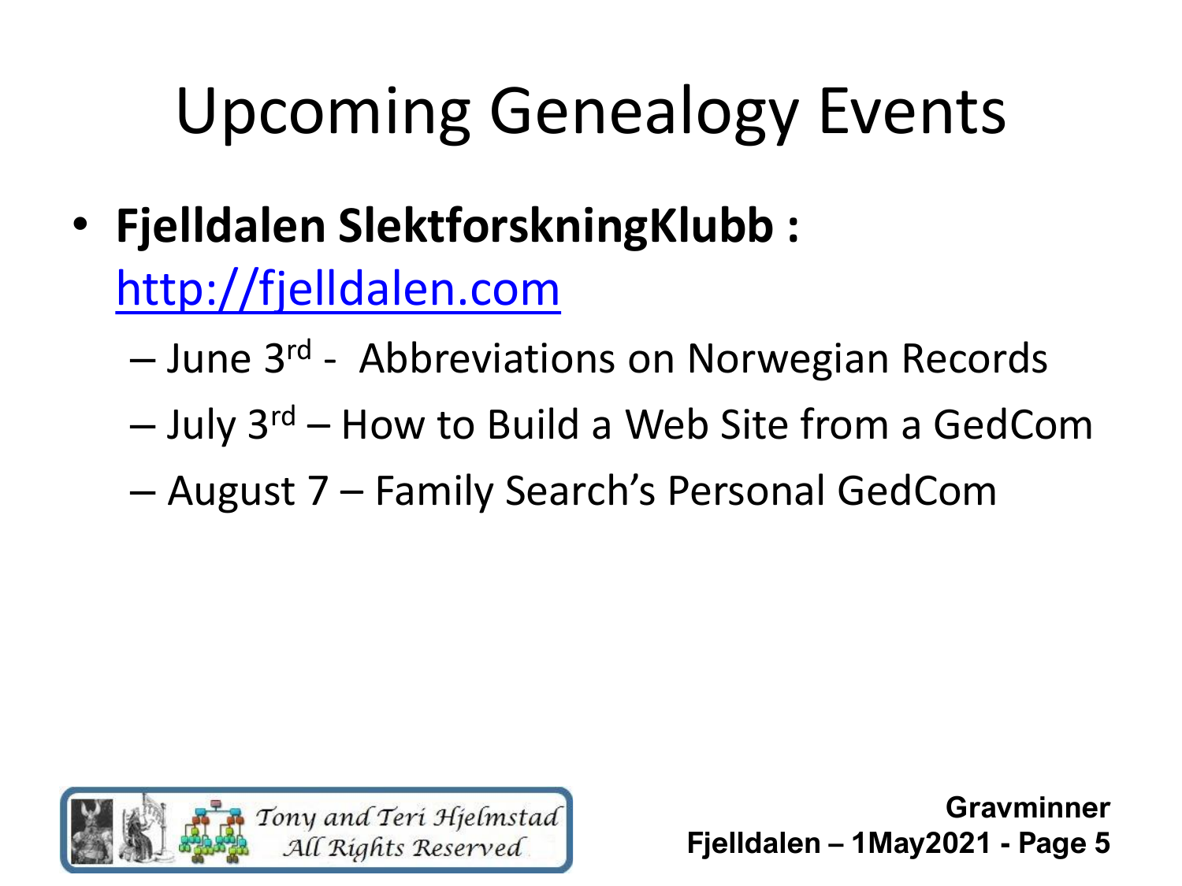# Upcoming Genealogy Events

- **Fjelldalen SlektforskningKlubb :** http://fjelldalen.com
  - June 3rd - Abbreviations on Norwegian Records
  - July 3rd – How to Build a Web Site from a GedCom
  - August 7 – Family Search's Personal GedCom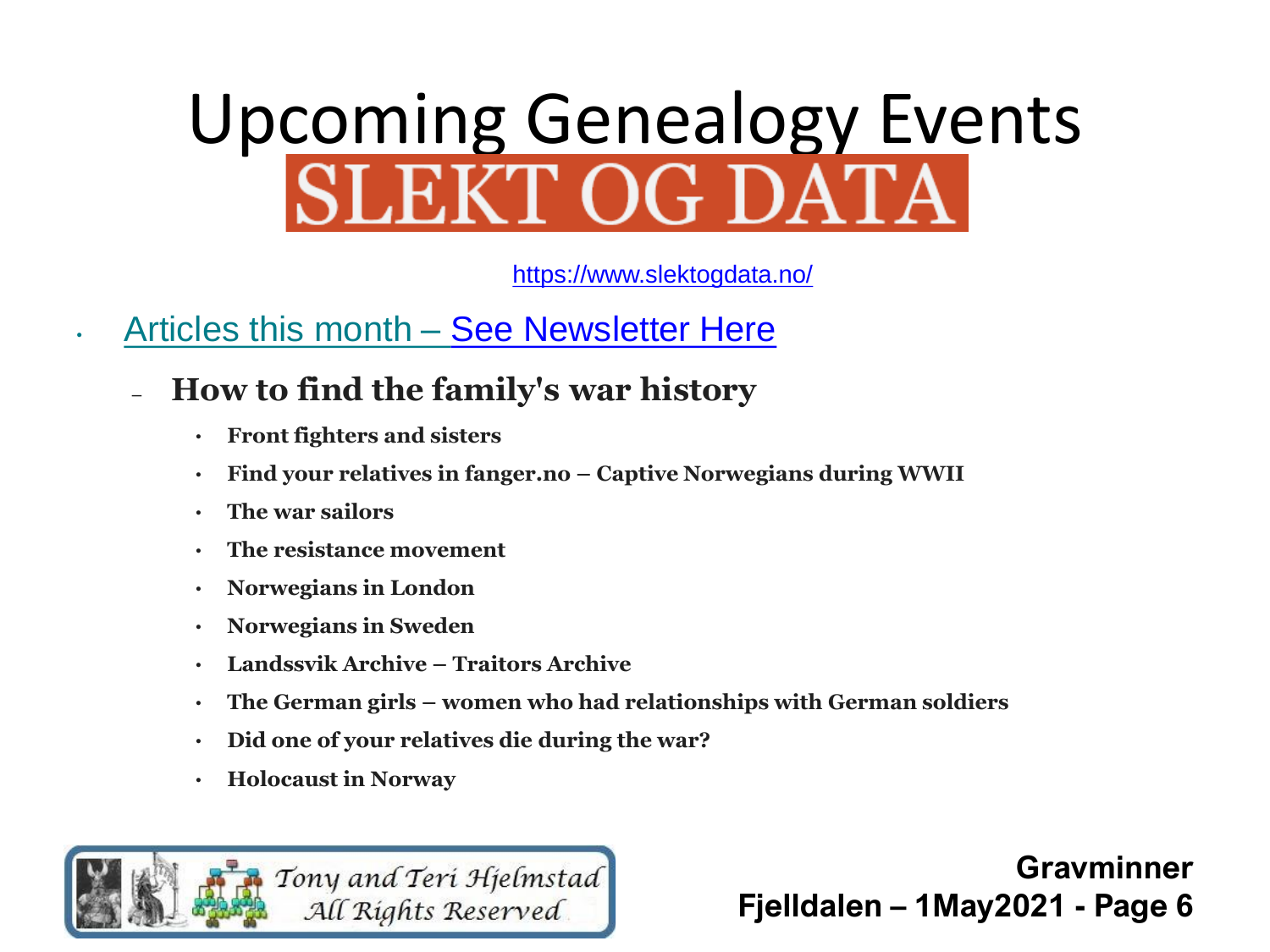# Upcoming Genealogy Events

## SLEKT OG DATA

https://www.slektogdata.no/

- Articles this month – See Newsletter Here
  - **How to find the family's war history**
    - **Front fighters and sisters**
    - **Find your relatives in fanger.no – Captive Norwegians during WWII**
    - **The war sailors**
    - **The resistance movement**
    - **Norwegians in London**
    - **Norwegians in Sweden**
    - **Landssvik Archive – Traitors Archive**
    - **The German girls – women who had relationships with German soldiers**
    - **Did one of your relatives die during the war?**
    - **Holocaust in Norway**

*Tony and Teri Hjelmstad*
*All Rights Reserved*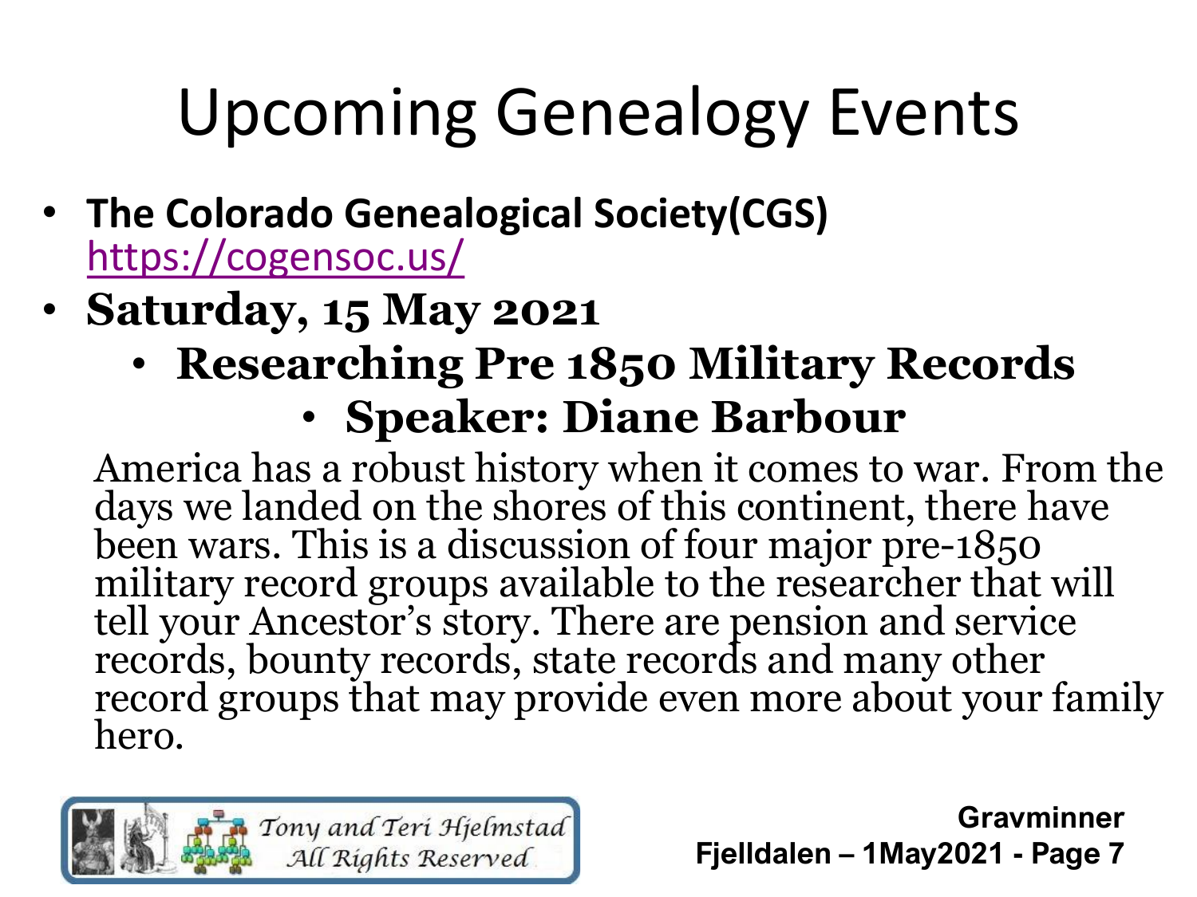# Upcoming Genealogy Events

- **The Colorado Genealogical Society(CGS)** https://cogensoc.us/
- **Saturday, 15 May 2021**
  - **Researching Pre 1850 Military Records**
    - **Speaker: Diane Barbour**

America has a robust history when it comes to war. From the days we landed on the shores of this continent, there have been wars. This is a discussion of four major pre-1850 military record groups available to the researcher that will tell your Ancestor's story. There are pension and service records, bounty records, state records and many other record groups that may provide even more about your family hero.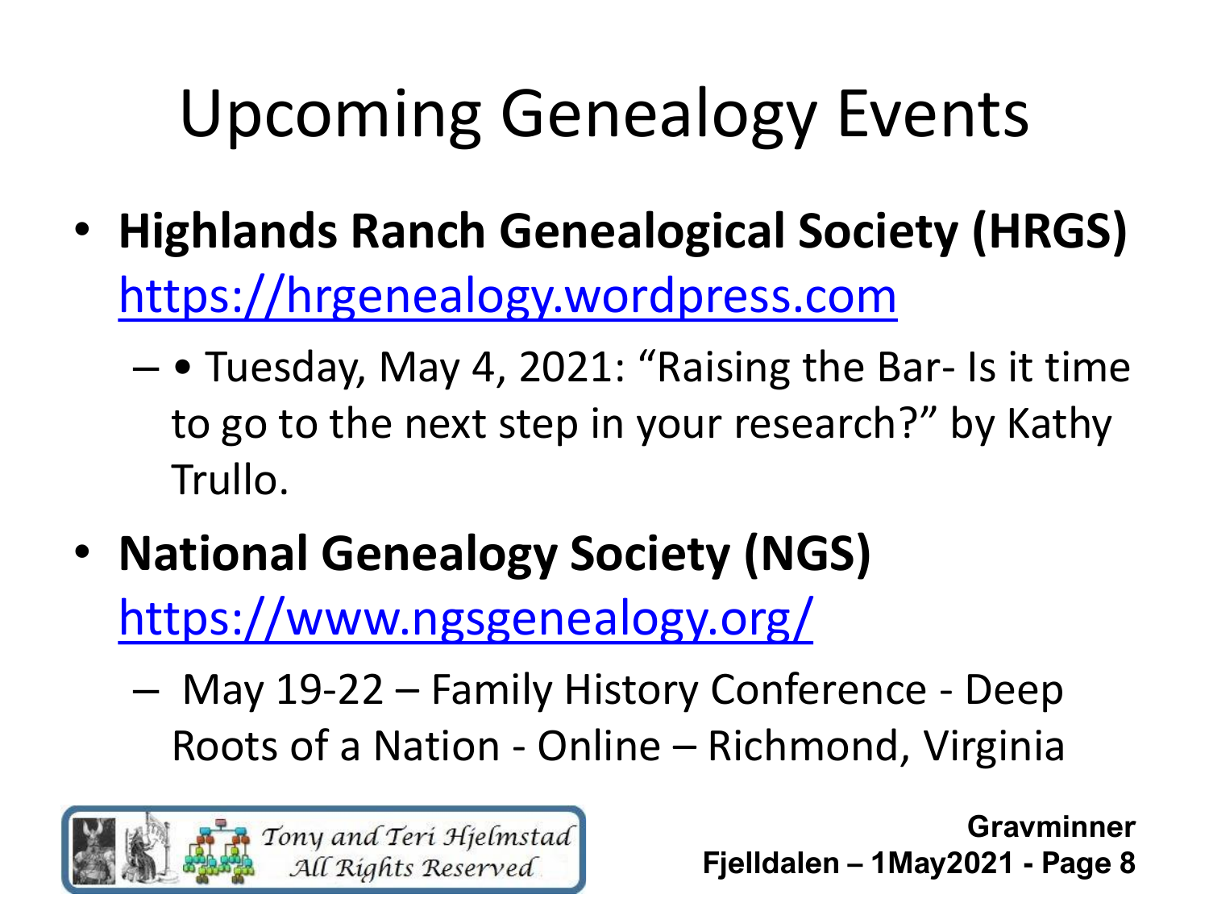# Upcoming Genealogy Events

- **Highlands Ranch Genealogical Society (HRGS)** https://hrgenealogy.wordpress.com
  - • Tuesday, May 4, 2021: "Raising the Bar- Is it time to go to the next step in your research?" by Kathy Trullo.
- **National Genealogy Society (NGS)** https://www.ngsgenealogy.org/
  - May 19-22 – Family History Conference - Deep Roots of a Nation - Online – Richmond, Virginia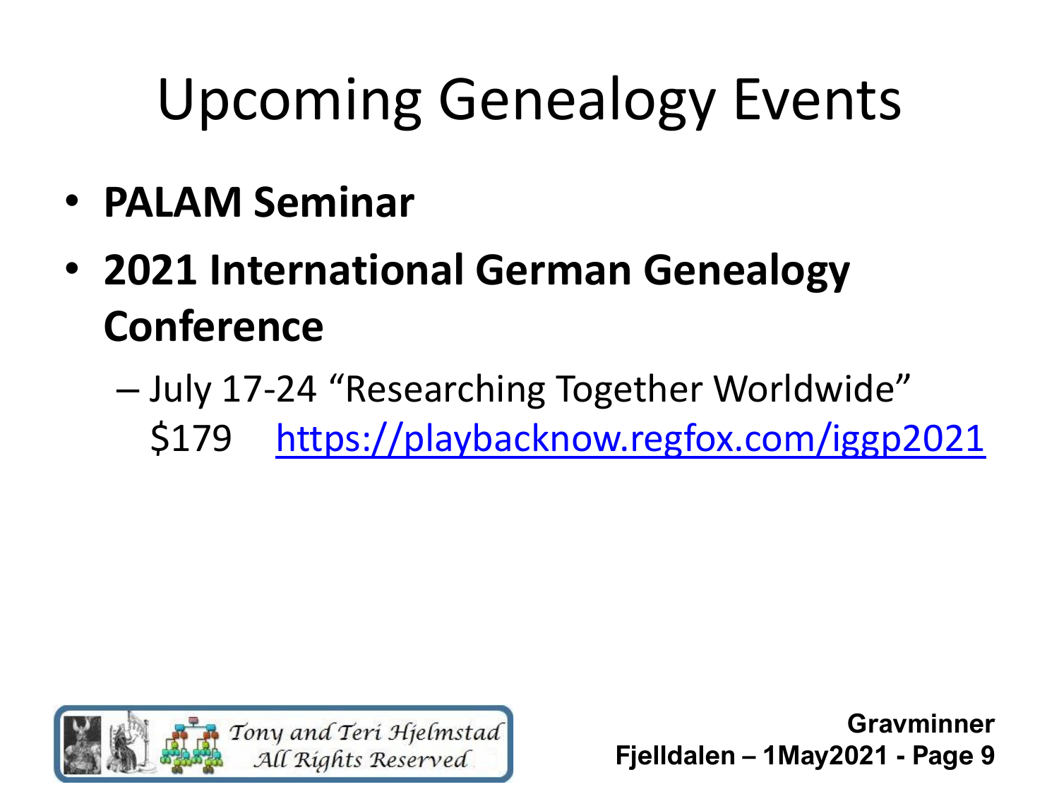# Upcoming Genealogy Events

- **PALAM Seminar**
- **2021 International German Genealogy Conference**
  - July 17-24 "Researching Together Worldwide" $179 https://playbacknow.regfox.com/iggp2021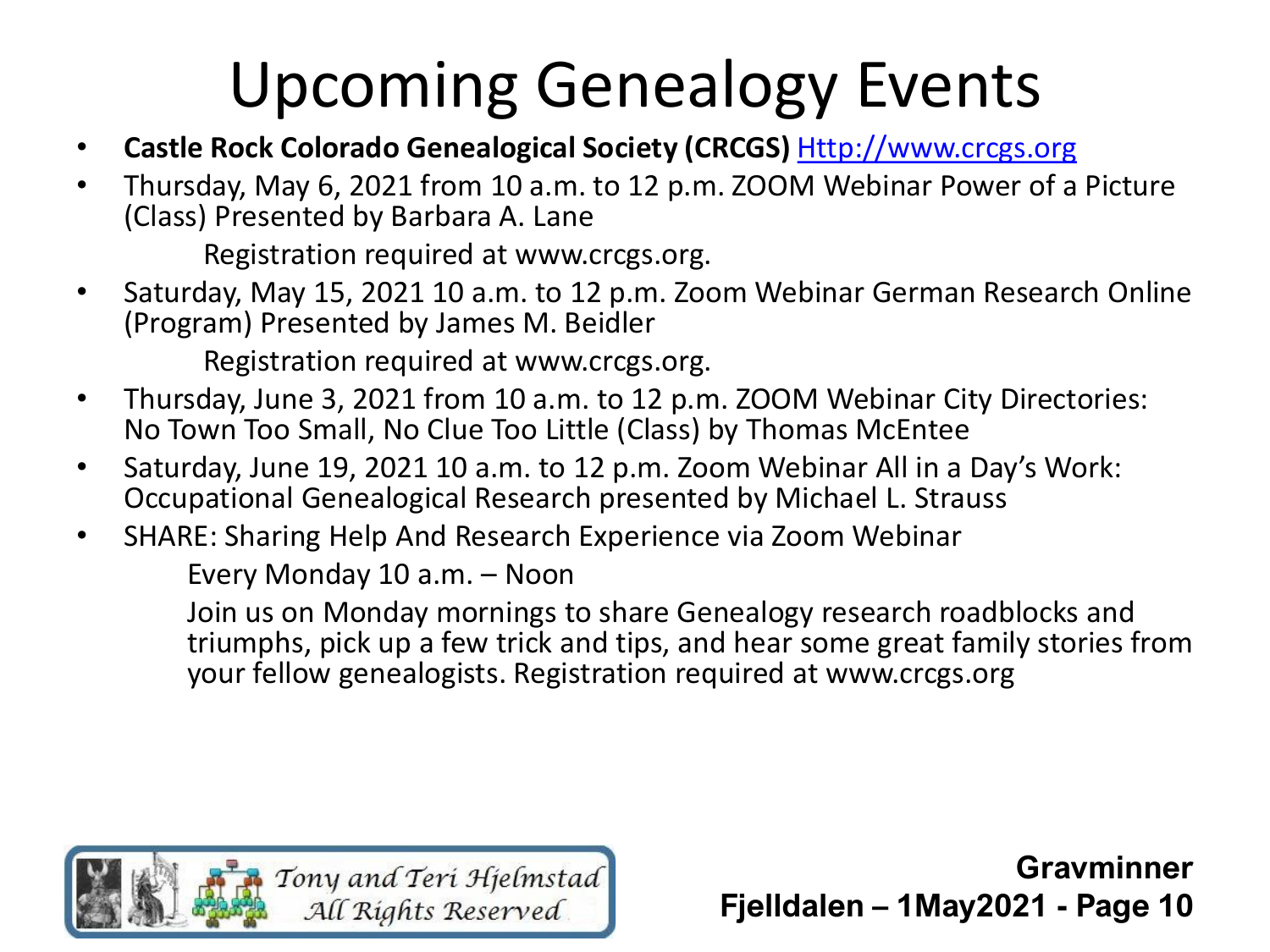# Upcoming Genealogy Events

- **Castle Rock Colorado Genealogical Society (CRCGS)** Http://www.crcgs.org
- Thursday, May 6, 2021 from 10 a.m. to 12 p.m. ZOOM Webinar Power of a Picture (Class) Presented by Barbara A. Lane

  Registration required at www.crcgs.org.
- Saturday, May 15, 2021 10 a.m. to 12 p.m. Zoom Webinar German Research Online (Program) Presented by James M. Beidler

  Registration required at www.crcgs.org.
- Thursday, June 3, 2021 from 10 a.m. to 12 p.m. ZOOM Webinar City Directories: No Town Too Small, No Clue Too Little (Class) by Thomas McEntee
- Saturday, June 19, 2021 10 a.m. to 12 p.m. Zoom Webinar All in a Day's Work: Occupational Genealogical Research presented by Michael L. Strauss
- SHARE: Sharing Help And Research Experience via Zoom Webinar

  Every Monday 10 a.m. – Noon

  Join us on Monday mornings to share Genealogy research roadblocks and triumphs, pick up a few trick and tips, and hear some great family stories from your fellow genealogists. Registration required at www.crcgs.org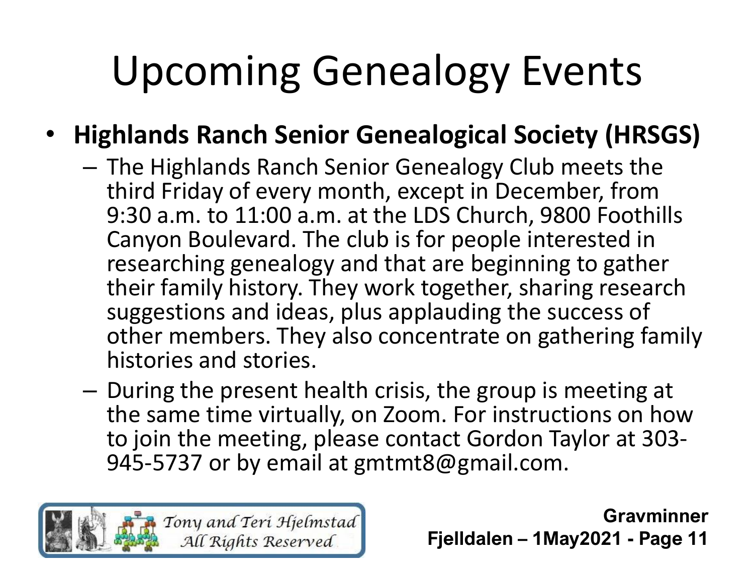# Upcoming Genealogy Events

- **Highlands Ranch Senior Genealogical Society (HRSGS)**
  - The Highlands Ranch Senior Genealogy Club meets the third Friday of every month, except in December, from 9:30 a.m. to 11:00 a.m. at the LDS Church, 9800 Foothills Canyon Boulevard. The club is for people interested in researching genealogy and that are beginning to gather their family history. They work together, sharing research suggestions and ideas, plus applauding the success of other members. They also concentrate on gathering family histories and stories.
  - During the present health crisis, the group is meeting at the same time virtually, on Zoom. For instructions on how to join the meeting, please contact Gordon Taylor at 303-945-5737 or by email at gmtmt8@gmail.com.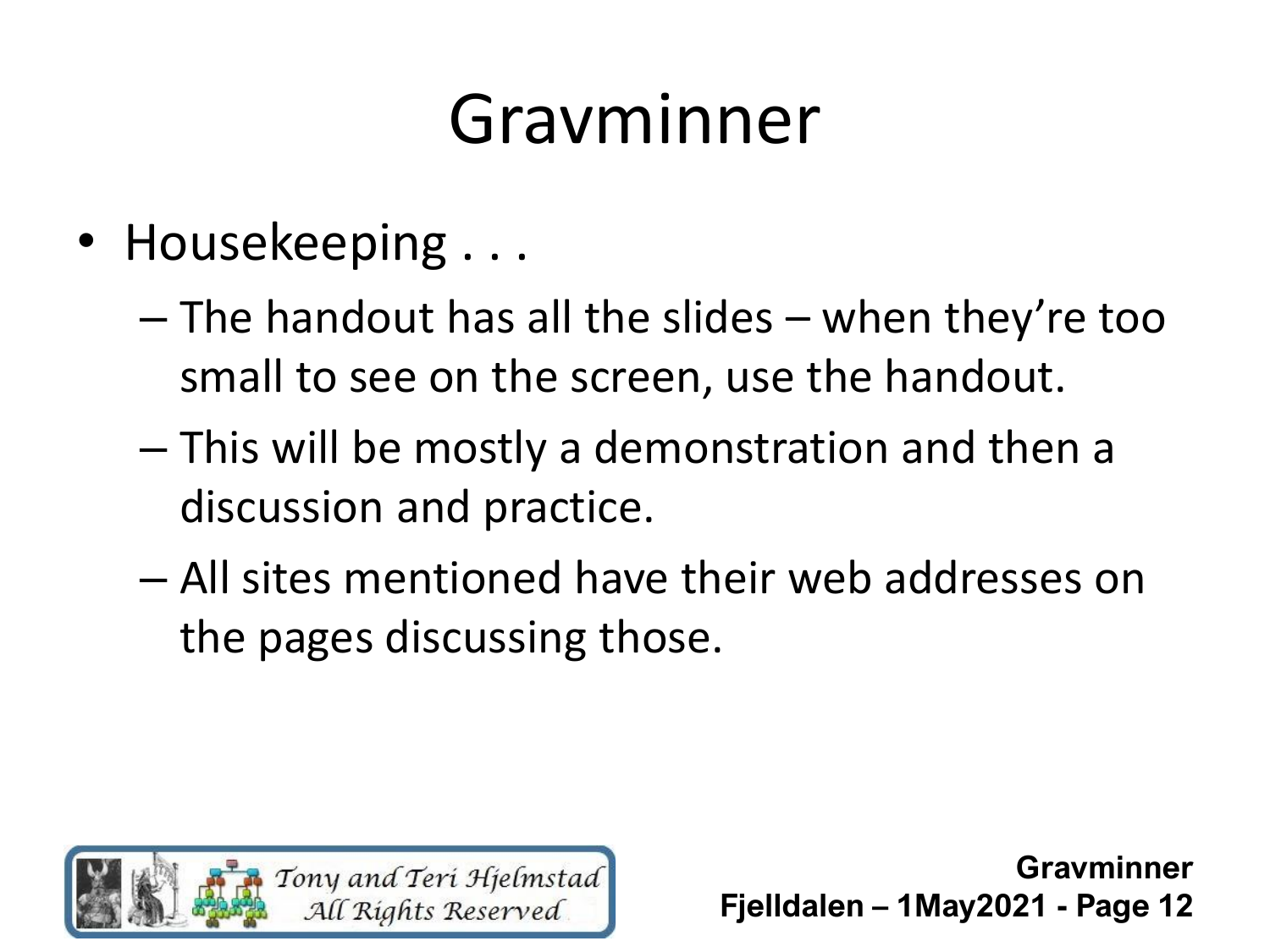# Gravminner

- Housekeeping . . .
  - The handout has all the slides – when they're too small to see on the screen, use the handout.
  - This will be mostly a demonstration and then a discussion and practice.
  - All sites mentioned have their web addresses on the pages discussing those.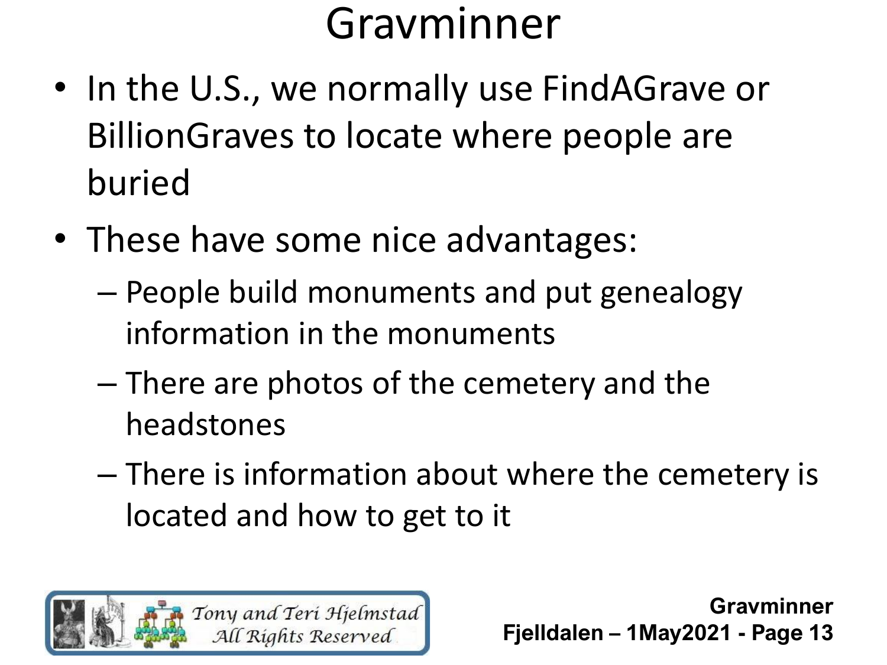# Gravminner

- In the U.S., we normally use FindAGrave or BillionGraves to locate where people are buried
- These have some nice advantages:
  - People build monuments and put genealogy information in the monuments
  - There are photos of the cemetery and the headstones
  - There is information about where the cemetery is located and how to get to it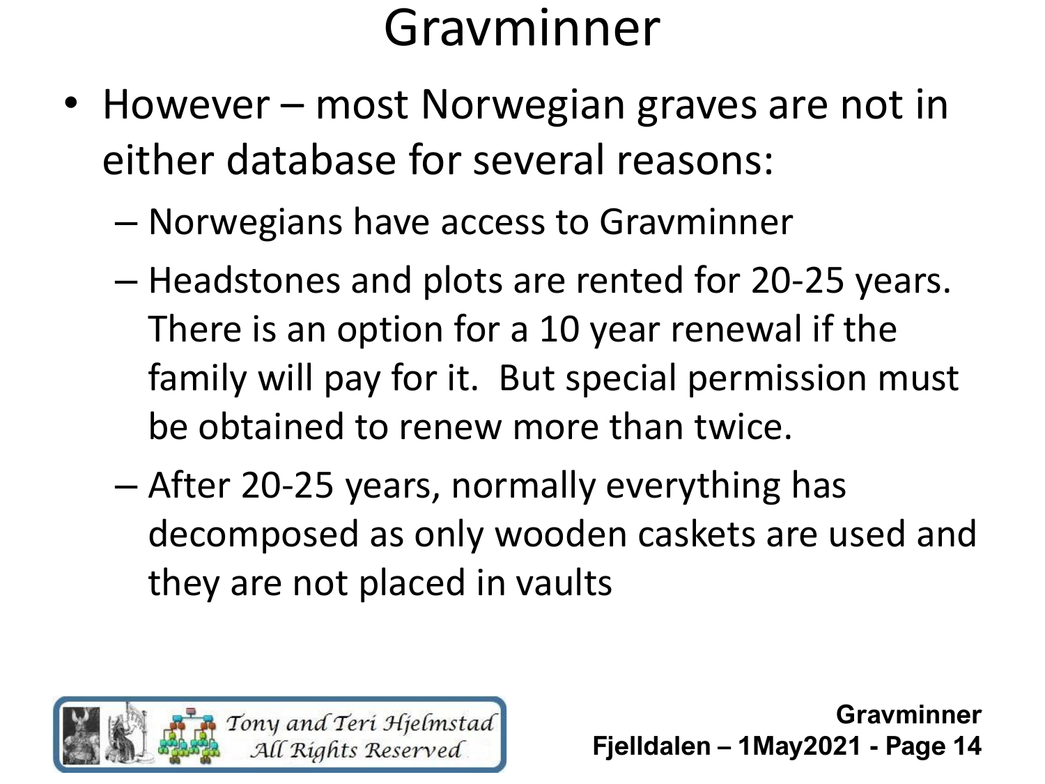# Gravminner

- However – most Norwegian graves are not in either database for several reasons:
  - Norwegians have access to Gravminner
  - Headstones and plots are rented for 20-25 years. There is an option for a 10 year renewal if the family will pay for it. But special permission must be obtained to renew more than twice.
  - After 20-25 years, normally everything has decomposed as only wooden caskets are used and they are not placed in vaults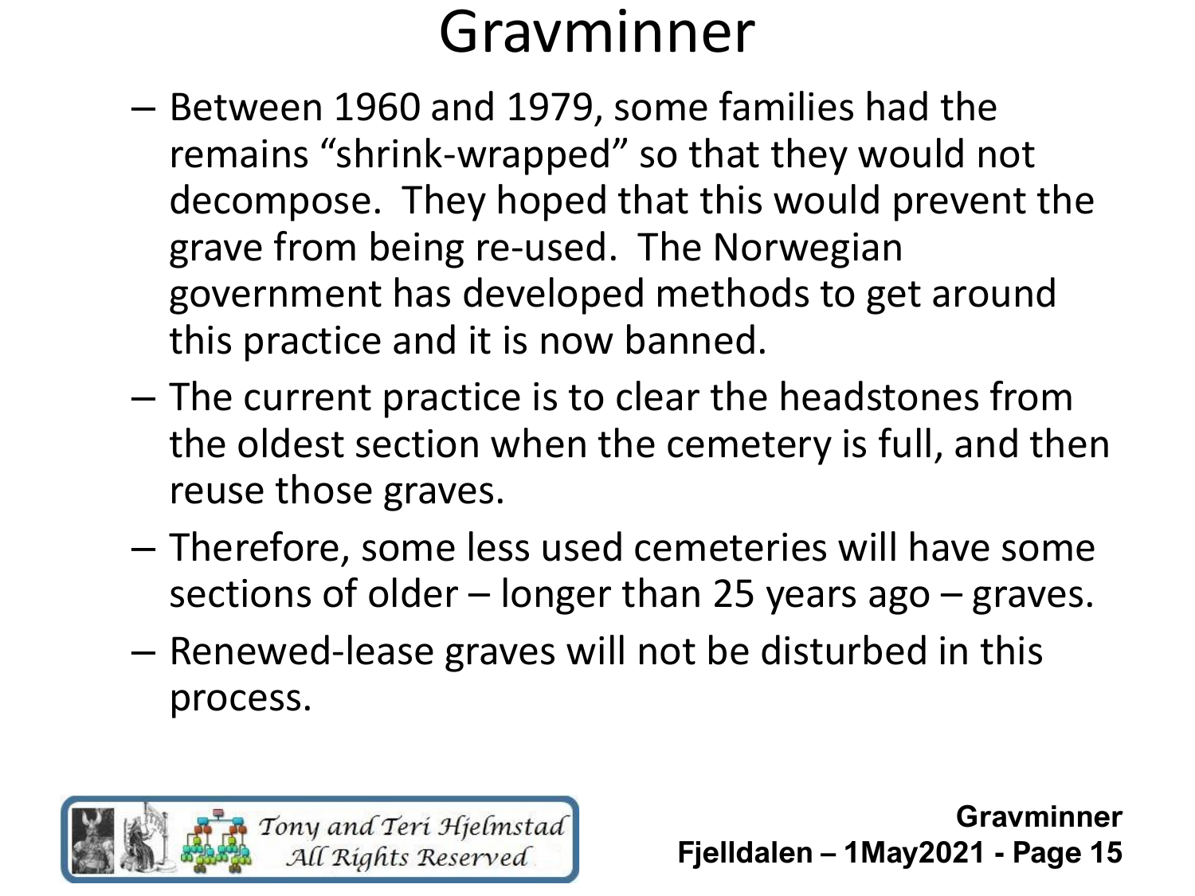# Gravminner

- Between 1960 and 1979, some families had the remains "shrink-wrapped" so that they would not decompose. They hoped that this would prevent the grave from being re-used. The Norwegian government has developed methods to get around this practice and it is now banned.
- The current practice is to clear the headstones from the oldest section when the cemetery is full, and then reuse those graves.
- Therefore, some less used cemeteries will have some sections of older – longer than 25 years ago – graves.
- Renewed-lease graves will not be disturbed in this process.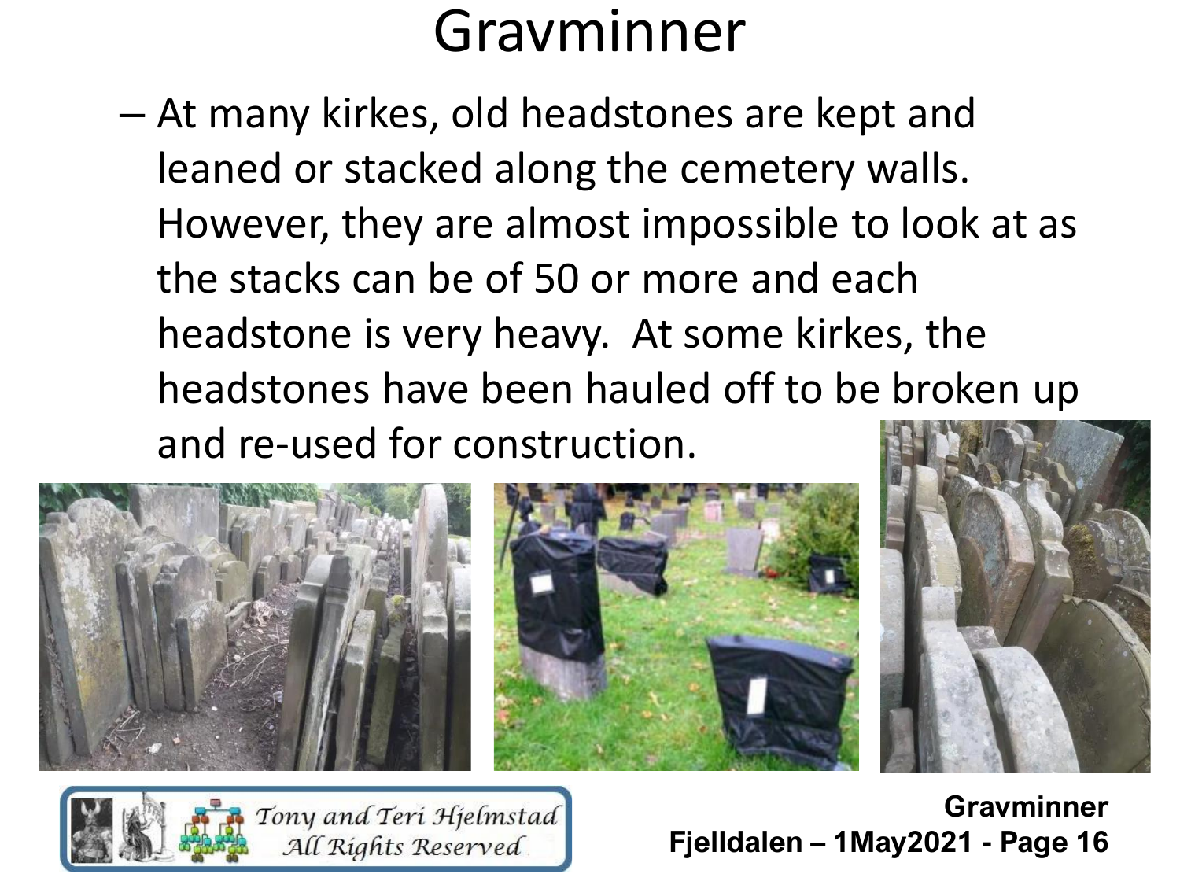# Gravminner

- At many kirkes, old headstones are kept and leaned or stacked along the cemetery walls. However, they are almost impossible to look at as the stacks can be of 50 or more and each headstone is very heavy. At some kirkes, the headstones have been hauled off to be broken up and re-used for construction.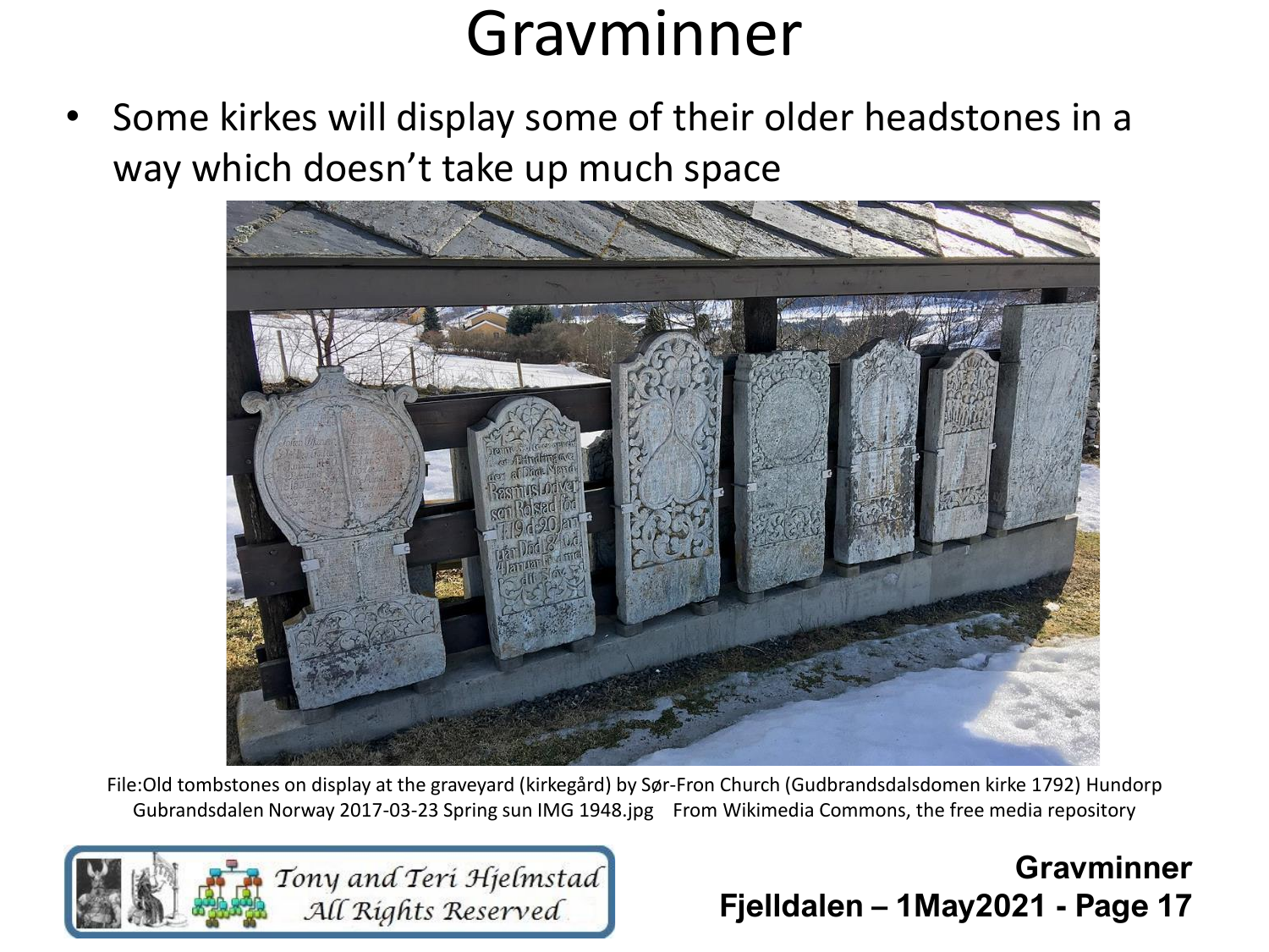# Gravminner

- Some kirkes will display some of their older headstones in a way which doesn't take up much space

File:Old tombstones on display at the graveyard (kirkegård) by Sør-Fron Church (Gudbrandsdalsdomen kirke 1792) Hundorp Gubrandsdalen Norway 2017-03-23 Spring sun IMG 1948.jpg From Wikimedia Commons, the free media repository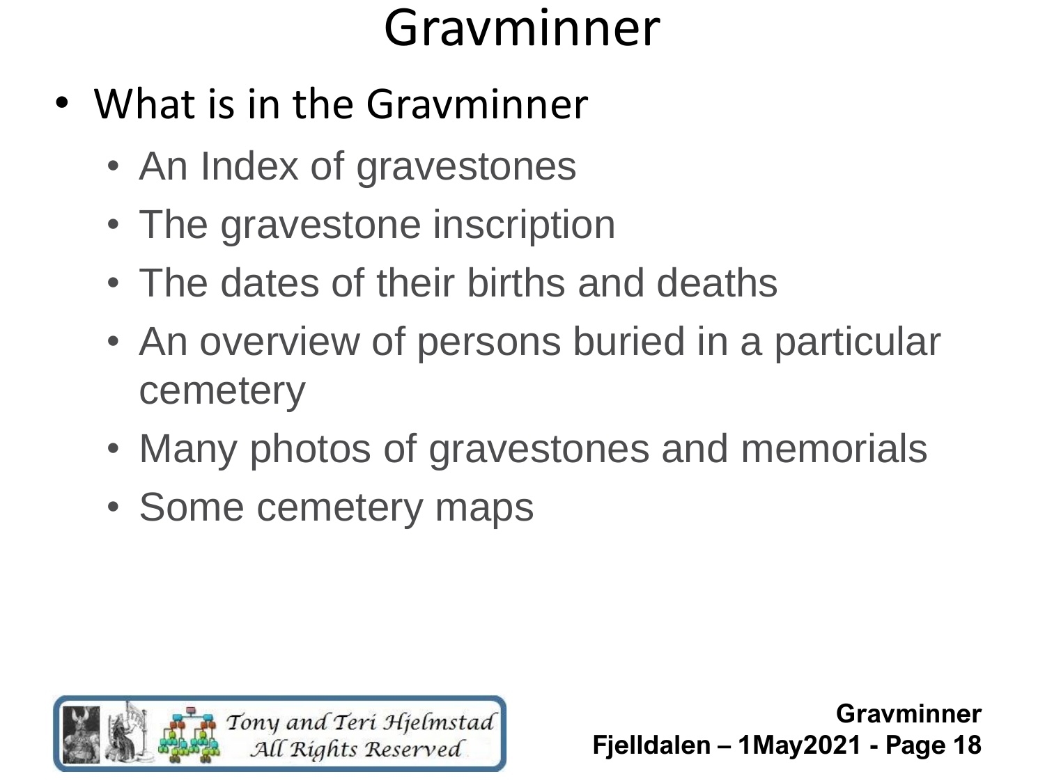# Gravminner

- What is in the Gravminner
  - An Index of gravestones
  - The gravestone inscription
  - The dates of their births and deaths
  - An overview of persons buried in a particular cemetery
  - Many photos of gravestones and memorials
  - Some cemetery maps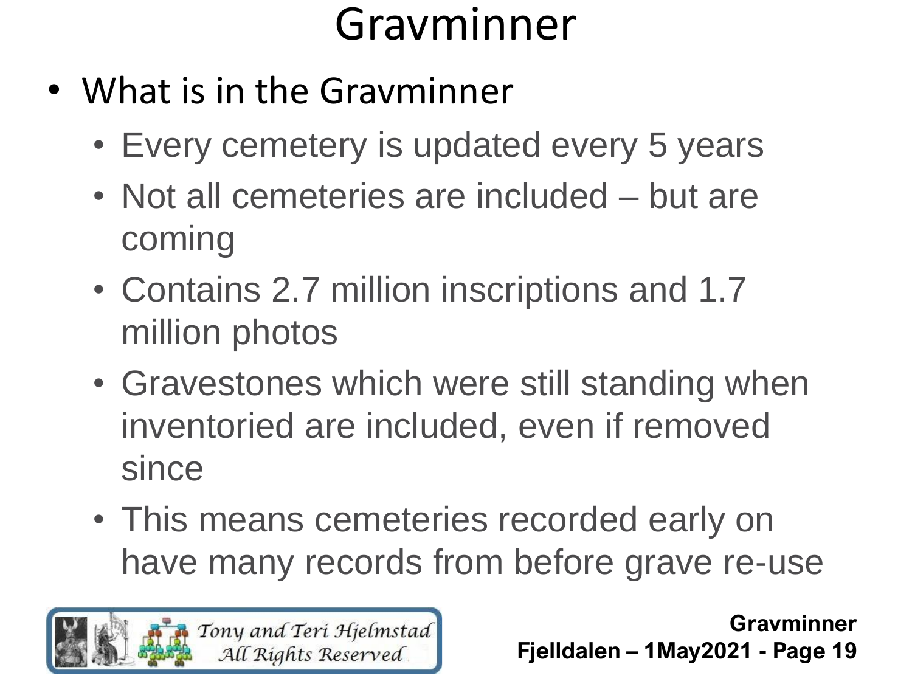# Gravminner

- What is in the Gravminner
  - Every cemetery is updated every 5 years
  - Not all cemeteries are included – but are coming
  - Contains 2.7 million inscriptions and 1.7 million photos
  - Gravestones which were still standing when inventoried are included, even if removed since
  - This means cemeteries recorded early on have many records from before grave re-use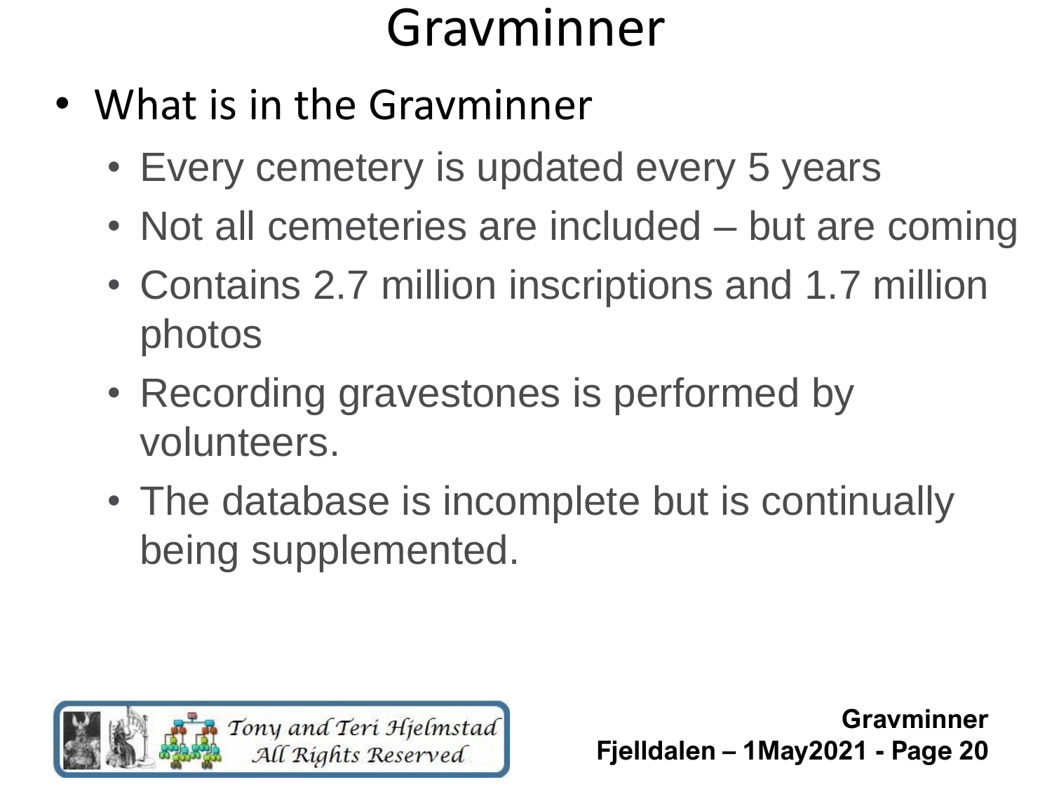# Gravminner

- What is in the Gravminner
  - Every cemetery is updated every 5 years
  - Not all cemeteries are included – but are coming
  - Contains 2.7 million inscriptions and 1.7 million photos
  - Recording gravestones is performed by volunteers.
  - The database is incomplete but is continually being supplemented.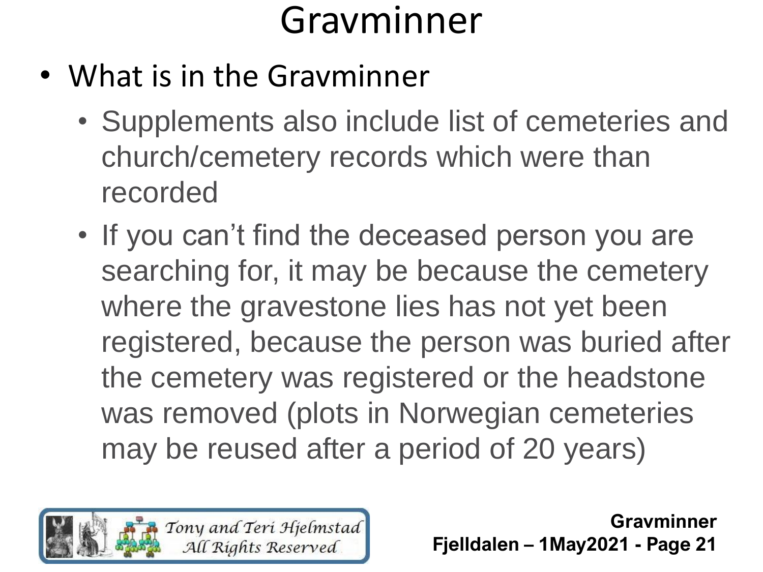# Gravminner

- What is in the Gravminner
  - Supplements also include list of cemeteries and church/cemetery records which were than recorded
  - If you can't find the deceased person you are searching for, it may be because the cemetery where the gravestone lies has not yet been registered, because the person was buried after the cemetery was registered or the headstone was removed (plots in Norwegian cemeteries may be reused after a period of 20 years)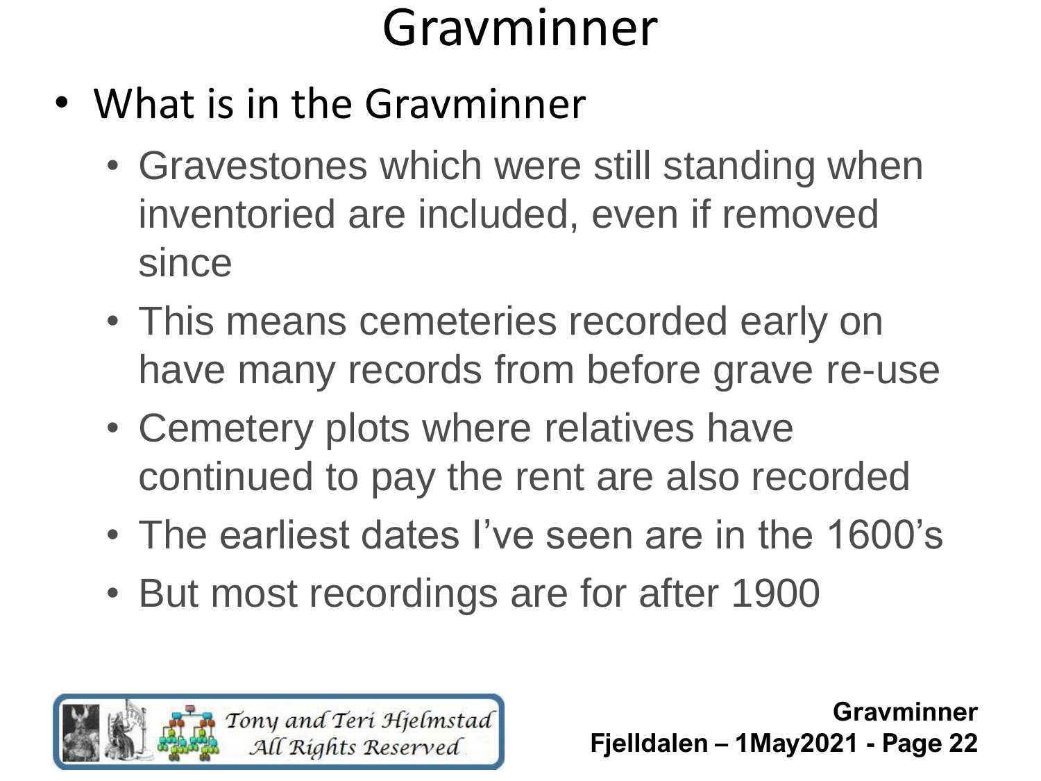# Gravminner

- What is in the Gravminner
  - Gravestones which were still standing when inventoried are included, even if removed since
  - This means cemeteries recorded early on have many records from before grave re-use
  - Cemetery plots where relatives have continued to pay the rent are also recorded
  - The earliest dates I've seen are in the 1600's
  - But most recordings are for after 1900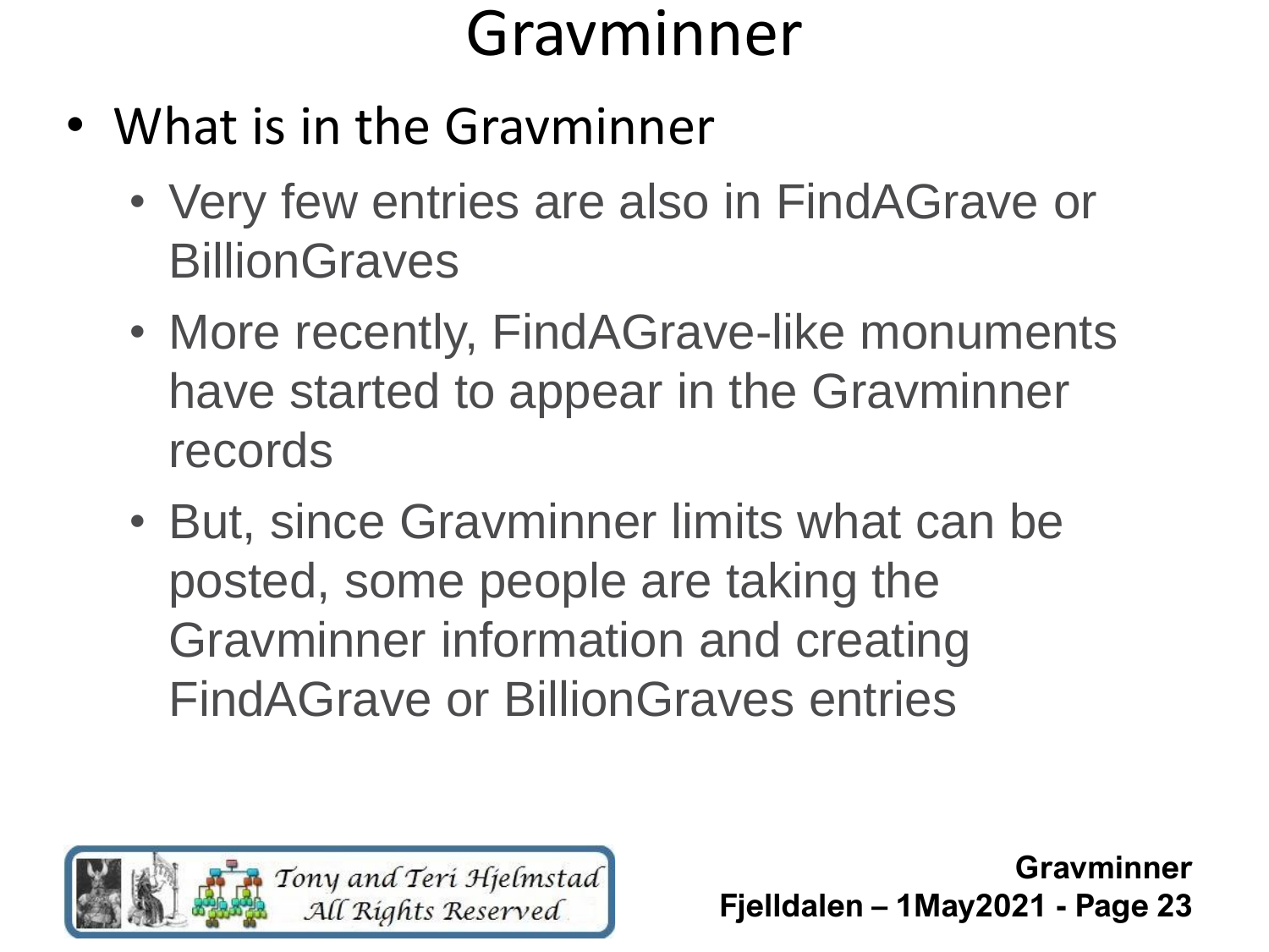# Gravminner

- What is in the Gravminner
  - Very few entries are also in FindAGrave or BillionGraves
  - More recently, FindAGrave-like monuments have started to appear in the Gravminner records
  - But, since Gravminner limits what can be posted, some people are taking the Gravminner information and creating FindAGrave or BillionGraves entries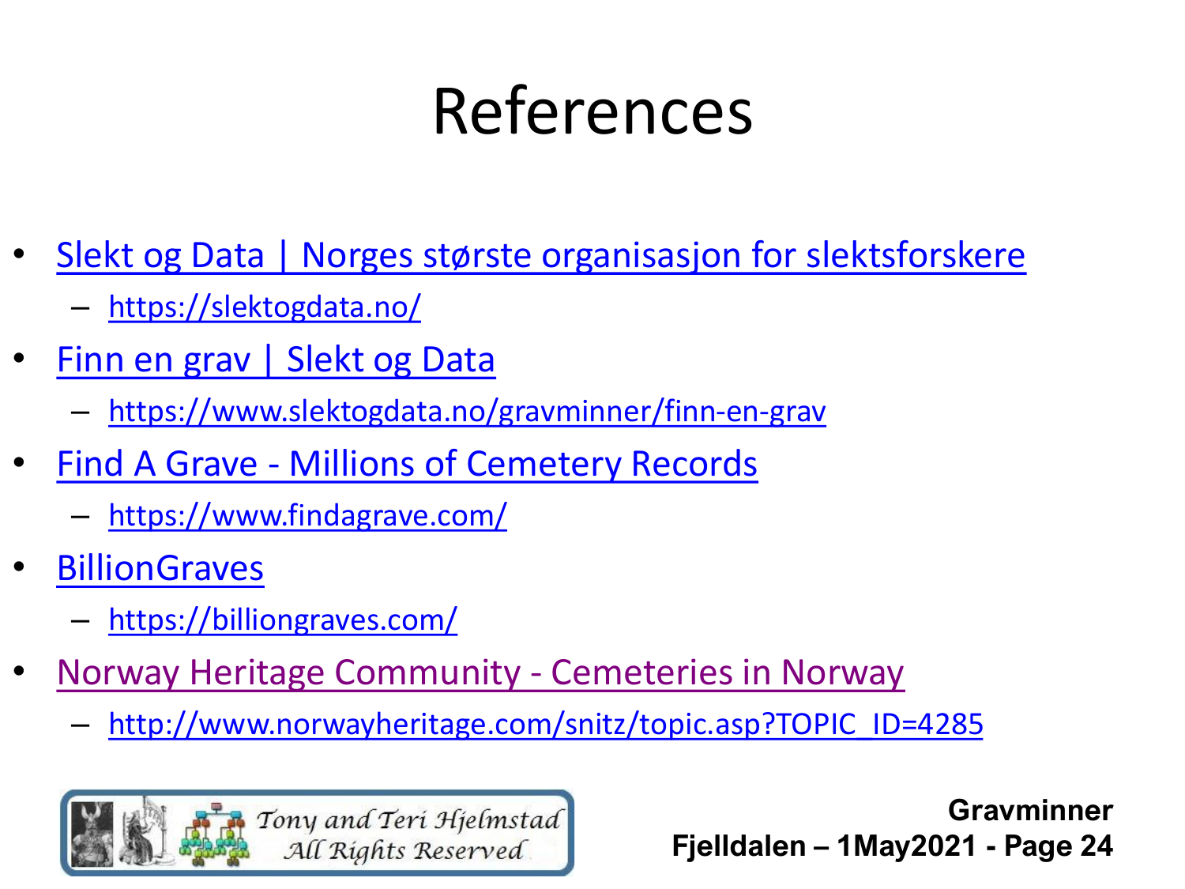# References

- Slekt og Data | Norges største organisasjon for slektsforskere
  - https://slektogdata.no/
- Finn en grav | Slekt og Data
  - https://www.slektogdata.no/gravminner/finn-en-grav
- Find A Grave - Millions of Cemetery Records
  - https://www.findagrave.com/
- BillionGraves
  - https://billiongraves.com/
- Norway Heritage Community - Cemeteries in Norway
  - http://www.norwayheritage.com/snitz/topic.asp?TOPIC_ID=4285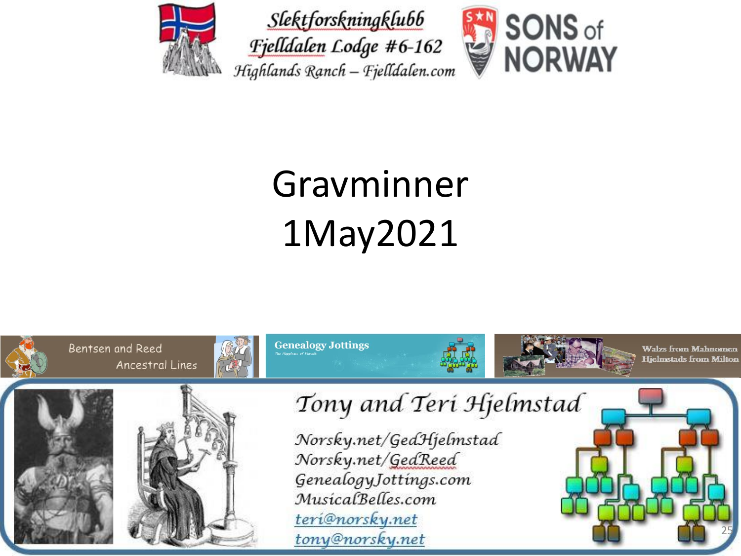Slektforskningklubb
Fjelldalen Lodge #6-162
Highlands Ranch – Fjelldalen.com

SONS of NORWAY

# Gravminner
# 1May2021

Bentsen and Reed Ancestral Lines

Genealogy Jottings
The Happiness of Pursuit

Walzs from Mahnomen
Hjelmstads from Milton

## Tony and Teri Hjelmstad

Norsky.net/GedHjelmstad
Norsky.net/GedReed
GenealogyJottings.com
MusicalBelles.com
teri@norsky.net
tony@norsky.net